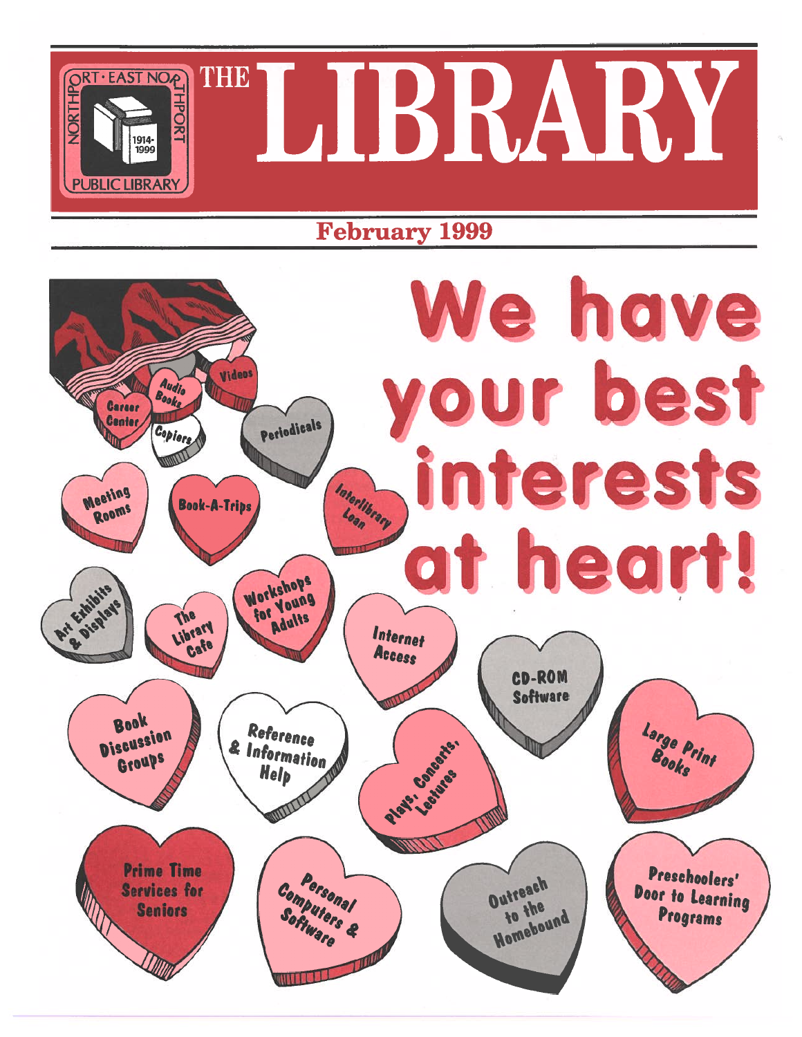Northport · East Northport Public Library 1914-1999

# THE LIBRARY

**February 1999**

# We have your best interests at heart!

- Career Center
- Audio Books
- Videos
- Copiers
- Periodicals
- Meeting Rooms
- Book-A-Trips
- Interlibrary Loan
- Art Exhibits & Displays
- The Library Cafe
- Workshops for Young Adults
- Internet Access
- CD-ROM Software
- Book Discussion Groups
- Reference & Information Help
- Plays, Concerts, Lectures
- Large Print Books
- Prime Time Services for Seniors
- Personal Computers & Software
- Outreach to the Homebound
- Preschoolers' Door to Learning Programs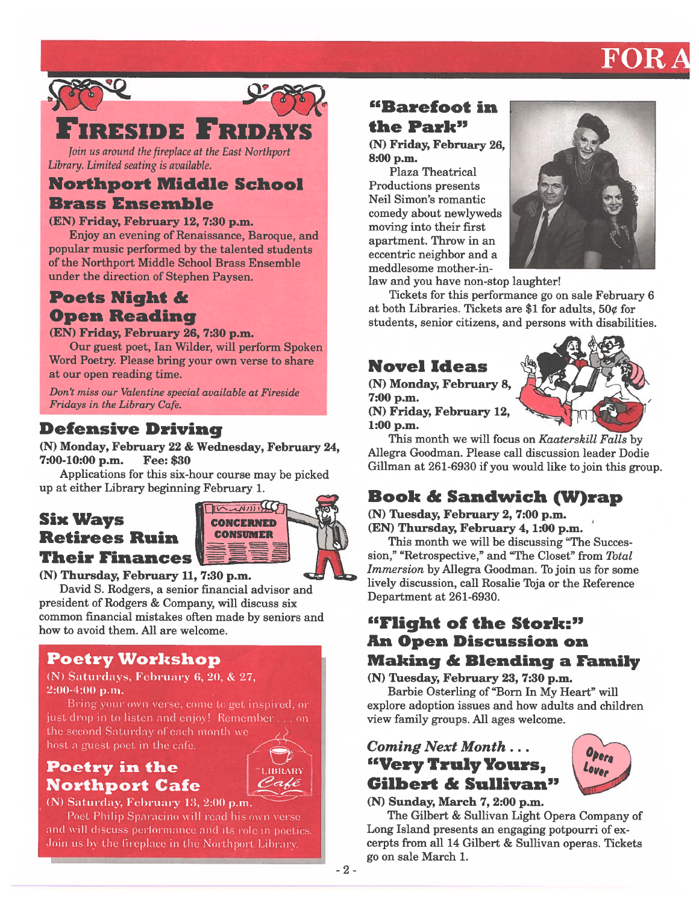# Fireside Fridays

*Join us around the fireplace at the East Northport Library. Limited seating is available.*

## Northport Middle School Brass Ensemble

**(EN) Friday, February 12, 7:30 p.m.**

Enjoy an evening of Renaissance, Baroque, and popular music performed by the talented students of the Northport Middle School Brass Ensemble under the direction of Stephen Paysen.

## Poets Night & Open Reading

**(EN) Friday, February 26, 7:30 p.m.**

Our guest poet, Ian Wilder, will perform Spoken Word Poetry. Please bring your own verse to share at our open reading time.

*Don't miss our Valentine special available at Fireside Fridays in the Library Cafe.*

## Defensive Driving

**(N) Monday, February 22 & Wednesday, February 24, 7:00-10:00 p.m. Fee: $30**

Applications for this six-hour course may be picked up at either Library beginning February 1.

## Six Ways Retirees Ruin Their Finances

**(N) Thursday, February 11, 7:30 p.m.**

David S. Rodgers, a senior financial advisor and president of Rodgers & Company, will discuss six common financial mistakes often made by seniors and how to avoid them. All are welcome.

## Poetry Workshop

**(N) Saturdays, February 6, 20, & 27, 2:00-4:00 p.m.**

Bring your own verse, come to get inspired, or just drop in to listen and enjoy! Remember . . . on the second Saturday of each month we host a guest poet in the cafe.

## Poetry in the Northport Cafe

**(N) Saturday, February 13, 2:00 p.m.**

Poet Philip Sparacino will read his own verse and will discuss performance and its role in poetics. Join us by the fireplace in the Northport Library.

## "Barefoot in the Park"

**(N) Friday, February 26, 8:00 p.m.**

Plaza Theatrical Productions presents Neil Simon's romantic comedy about newlyweds moving into their first apartment. Throw in an eccentric neighbor and a meddlesome mother-in-law and you have non-stop laughter!

Tickets for this performance go on sale February 6 at both Libraries. Tickets are $1 for adults, 50¢ for students, senior citizens, and persons with disabilities.

## Novel Ideas

**(N) Monday, February 8, 7:00 p.m.**
**(N) Friday, February 12, 1:00 p.m.**

This month we will focus on *Kaaterskill Falls* by Allegra Goodman. Please call discussion leader Dodie Gillman at 261-6930 if you would like to join this group.

## Book & Sandwich (W)rap

**(N) Tuesday, February 2, 7:00 p.m.**
**(EN) Thursday, February 4, 1:00 p.m.**

This month we will be discussing "The Succession," "Retrospective," and "The Closet" from *Total Immersion* by Allegra Goodman. To join us for some lively discussion, call Rosalie Toja or the Reference Department at 261-6930.

## "Flight of the Stork:" An Open Discussion on Making & Blending a Family

**(N) Tuesday, February 23, 7:30 p.m.**

Barbie Osterling of "Born In My Heart" will explore adoption issues and how adults and children view family groups. All ages welcome.

## *Coming Next Month . . .* "Very Truly Yours, Gilbert & Sullivan"

**(N) Sunday, March 7, 2:00 p.m.**

The Gilbert & Sullivan Light Opera Company of Long Island presents an engaging potpourri of excerpts from all 14 Gilbert & Sullivan operas. Tickets go on sale March 1.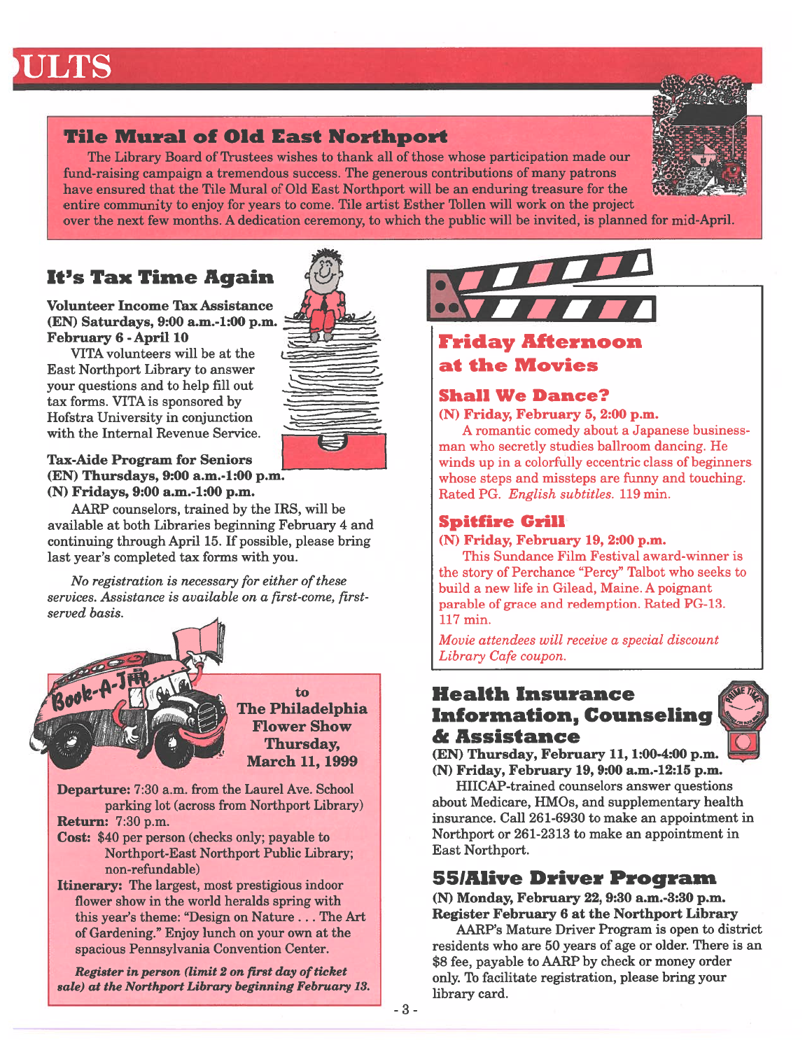# ...ULTS

## Tile Mural of Old East Northport

The Library Board of Trustees wishes to thank all of those whose participation made our fund-raising campaign a tremendous success. The generous contributions of many patrons have ensured that the Tile Mural of Old East Northport will be an enduring treasure for the entire community to enjoy for years to come. Tile artist Esther Tollen will work on the project over the next few months. A dedication ceremony, to which the public will be invited, is planned for mid-April.

## It's Tax Time Again

**Volunteer Income Tax Assistance**
**(EN) Saturdays, 9:00 a.m.-1:00 p.m.**
**February 6 - April 10**

VITA volunteers will be at the East Northport Library to answer your questions and to help fill out tax forms. VITA is sponsored by Hofstra University in conjunction with the Internal Revenue Service.

**Tax-Aide Program for Seniors**
**(EN) Thursdays, 9:00 a.m.-1:00 p.m.**
**(N) Fridays, 9:00 a.m.-1:00 p.m.**

AARP counselors, trained by the IRS, will be available at both Libraries beginning February 4 and continuing through April 15. If possible, please bring last year's completed tax forms with you.

*No registration is necessary for either of these services. Assistance is available on a first-come, first-served basis.*

## Book-A-Trip to The Philadelphia Flower Show
**Thursday, March 11, 1999**

**Departure:** 7:30 a.m. from the Laurel Ave. School parking lot (across from Northport Library)

**Return:** 7:30 p.m.

**Cost:** $40 per person (checks only; payable to Northport-East Northport Public Library; non-refundable)

**Itinerary:** The largest, most prestigious indoor flower show in the world heralds spring with this year's theme: "Design on Nature . . . The Art of Gardening." Enjoy lunch on your own at the spacious Pennsylvania Convention Center.

***Register in person (limit 2 on first day of ticket sale) at the Northport Library beginning February 13.***

## Friday Afternoon at the Movies

### Shall We Dance?

**(N) Friday, February 5, 2:00 p.m.**

A romantic comedy about a Japanese businessman who secretly studies ballroom dancing. He winds up in a colorfully eccentric class of beginners whose steps and missteps are funny and touching. Rated PG. *English subtitles.* 119 min.

### Spitfire Grill

**(N) Friday, February 19, 2:00 p.m.**

This Sundance Film Festival award-winner is the story of Perchance "Percy" Talbot who seeks to build a new life in Gilead, Maine. A poignant parable of grace and redemption. Rated PG-13. 117 min.

*Movie attendees will receive a special discount Library Cafe coupon.*

## Health Insurance Information, Counseling & Assistance

**(EN) Thursday, February 11, 1:00-4:00 p.m.**
**(N) Friday, February 19, 9:00 a.m.-12:15 p.m.**

HIICAP-trained counselors answer questions about Medicare, HMOs, and supplementary health insurance. Call 261-6930 to make an appointment in Northport or 261-2313 to make an appointment in East Northport.

## 55/Alive Driver Program

**(N) Monday, February 22, 9:30 a.m.-3:30 p.m.**
**Register February 6 at the Northport Library**

AARP's Mature Driver Program is open to district residents who are 50 years of age or older. There is an $8 fee, payable to AARP by check or money order only. To facilitate registration, please bring your library card.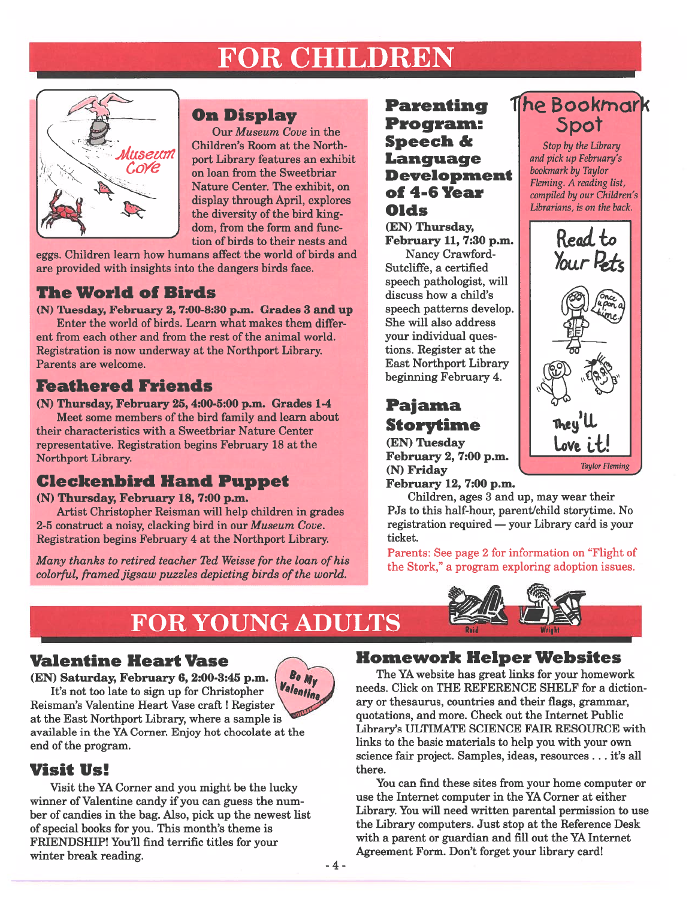# FOR CHILDREN

## On Display

Our *Museum Cove* in the Children's Room at the Northport Library features an exhibit on loan from the Sweetbriar Nature Center. The exhibit, on display through April, explores the diversity of the bird kingdom, from the form and function of birds to their nests and eggs. Children learn how humans affect the world of birds and are provided with insights into the dangers birds face.

## The World of Birds

**(N) Tuesday, February 2, 7:00-8:30 p.m. Grades 3 and up**

Enter the world of birds. Learn what makes them different from each other and from the rest of the animal world. Registration is now underway at the Northport Library. Parents are welcome.

## Feathered Friends

**(N) Thursday, February 25, 4:00-5:00 p.m. Grades 1-4**

Meet some members of the bird family and learn about their characteristics with a Sweetbriar Nature Center representative. Registration begins February 18 at the Northport Library.

## Cleckenbird Hand Puppet

**(N) Thursday, February 18, 7:00 p.m.**

Artist Christopher Reisman will help children in grades 2-5 construct a noisy, clacking bird in our *Museum Cove*. Registration begins February 4 at the Northport Library.

*Many thanks to retired teacher Ted Weisse for the loan of his colorful, framed jigsaw puzzles depicting birds of the world.*

## Parenting Program: Speech & Language Development of 4-6 Year Olds

**(EN) Thursday, February 11, 7:30 p.m.**

Nancy Crawford-Sutcliffe, a certified speech pathologist, will discuss how a child's speech patterns develop. She will also address your individual questions. Register at the East Northport Library beginning February 4.

## Pajama Storytime

**(EN) Tuesday February 2, 7:00 p.m.**
**(N) Friday February 12, 7:00 p.m.**

Children, ages 3 and up, may wear their PJs to this half-hour, parent/child storytime. No registration required — your Library card is your ticket.

Parents: See page 2 for information on "Flight of the Stork," a program exploring adoption issues.

## The Bookmark Spot

*Stop by the Library and pick up February's bookmark by Taylor Fleming. A reading list, compiled by our Children's Librarians, is on the back.*

Read to Your Pets

They'll Love it!

*Taylor Fleming*

# FOR YOUNG ADULTS

## Valentine Heart Vase

**(EN) Saturday, February 6, 2:00-3:45 p.m.**

It's not too late to sign up for Christopher Reisman's Valentine Heart Vase craft ! Register at the East Northport Library, where a sample is available in the YA Corner. Enjoy hot chocolate at the end of the program.

## Visit Us!

Visit the YA Corner and you might be the lucky winner of Valentine candy if you can guess the number of candies in the bag. Also, pick up the newest list of special books for you. This month's theme is FRIENDSHIP! You'll find terrific titles for your winter break reading.

## Homework Helper Websites

The YA website has great links for your homework needs. Click on THE REFERENCE SHELF for a dictionary or thesaurus, countries and their flags, grammar, quotations, and more. Check out the Internet Public Library's ULTIMATE SCIENCE FAIR RESOURCE with links to the basic materials to help you with your own science fair project. Samples, ideas, resources . . . it's all there.

You can find these sites from your home computer or use the Internet computer in the YA Corner at either Library. You will need written parental permission to use the Library computers. Just stop at the Reference Desk with a parent or guardian and fill out the YA Internet Agreement Form. Don't forget your library card!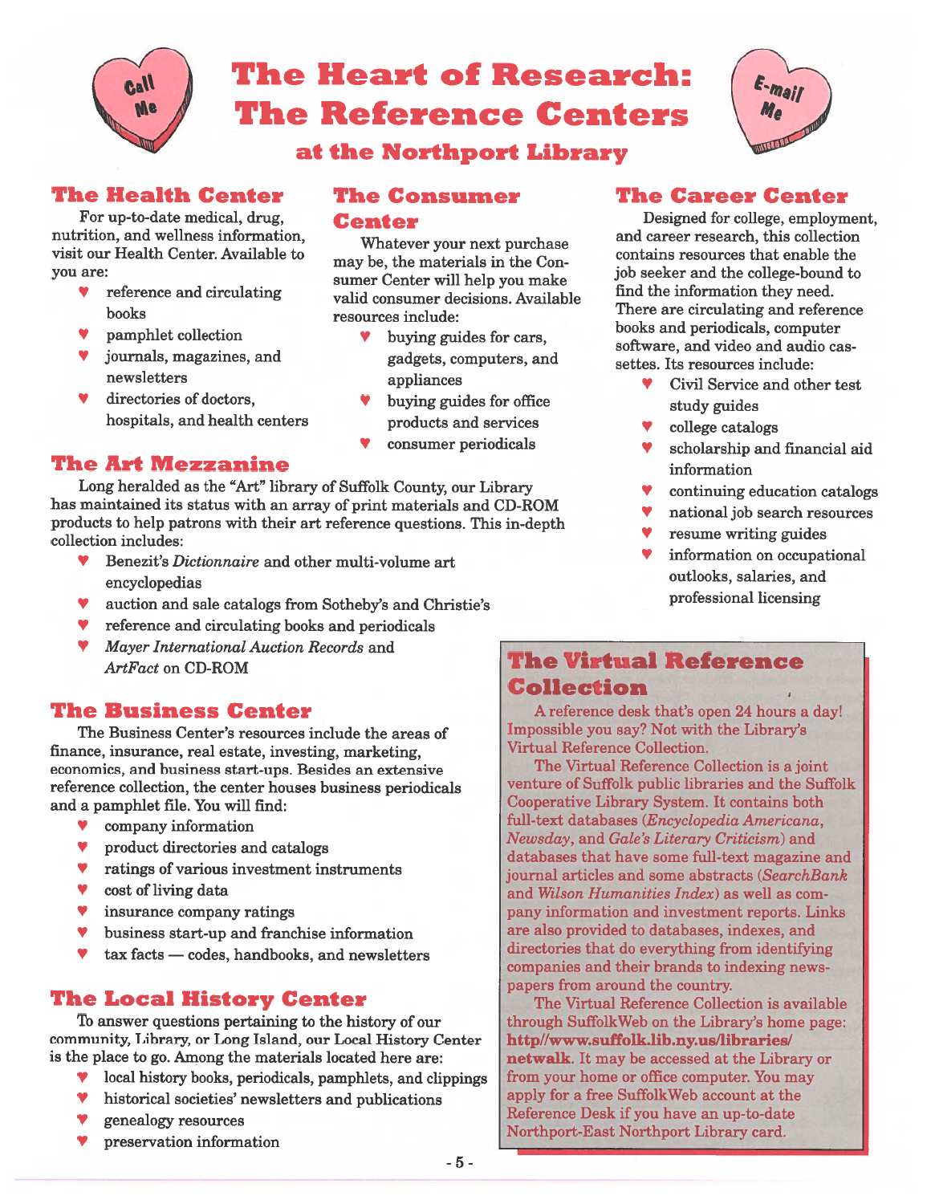# The Heart of Research: The Reference Centers

## at the Northport Library

### The Health Center

For up-to-date medical, drug, nutrition, and wellness information, visit our Health Center. Available to you are:

- reference and circulating books
- pamphlet collection
- journals, magazines, and newsletters
- directories of doctors, hospitals, and health centers

### The Consumer Center

Whatever your next purchase may be, the materials in the Consumer Center will help you make valid consumer decisions. Available resources include:

- buying guides for cars, gadgets, computers, and appliances
- buying guides for office products and services
- consumer periodicals

### The Career Center

Designed for college, employment, and career research, this collection contains resources that enable the job seeker and the college-bound to find the information they need. There are circulating and reference books and periodicals, computer software, and video and audio cassettes. Its resources include:

- Civil Service and other test study guides
- college catalogs
- scholarship and financial aid information
- continuing education catalogs
- national job search resources
- resume writing guides
- information on occupational outlooks, salaries, and professional licensing

### The Art Mezzanine

Long heralded as the "Art" library of Suffolk County, our Library has maintained its status with an array of print materials and CD-ROM products to help patrons with their art reference questions. This in-depth collection includes:

- Benezit's *Dictionnaire* and other multi-volume art encyclopedias
- auction and sale catalogs from Sotheby's and Christie's
- reference and circulating books and periodicals
- *Mayer International Auction Records* and *ArtFact* on CD-ROM

### The Business Center

The Business Center's resources include the areas of finance, insurance, real estate, investing, marketing, economics, and business start-ups. Besides an extensive reference collection, the center houses business periodicals and a pamphlet file. You will find:

- company information
- product directories and catalogs
- ratings of various investment instruments
- cost of living data
- insurance company ratings
- business start-up and franchise information
- tax facts — codes, handbooks, and newsletters

### The Local History Center

To answer questions pertaining to the history of our community, Library, or Long Island, our Local History Center is the place to go. Among the materials located here are:

- local history books, periodicals, pamphlets, and clippings
- historical societies' newsletters and publications
- genealogy resources
- preservation information

### The Virtual Reference Collection

A reference desk that's open 24 hours a day! Impossible you say? Not with the Library's Virtual Reference Collection.

The Virtual Reference Collection is a joint venture of Suffolk public libraries and the Suffolk Cooperative Library System. It contains both full-text databases (*Encyclopedia Americana*, *Newsday*, and *Gale's Literary Criticism*) and databases that have some full-text magazine and journal articles and some abstracts (*SearchBank* and *Wilson Humanities Index*) as well as company information and investment reports. Links are also provided to databases, indexes, and directories that do everything from identifying companies and their brands to indexing newspapers from around the country.

The Virtual Reference Collection is available through SuffolkWeb on the Library's home page: **http//www.suffolk.lib.ny.us/libraries/netwalk**. It may be accessed at the Library or from your home or office computer. You may apply for a free SuffolkWeb account at the Reference Desk if you have an up-to-date Northport-East Northport Library card.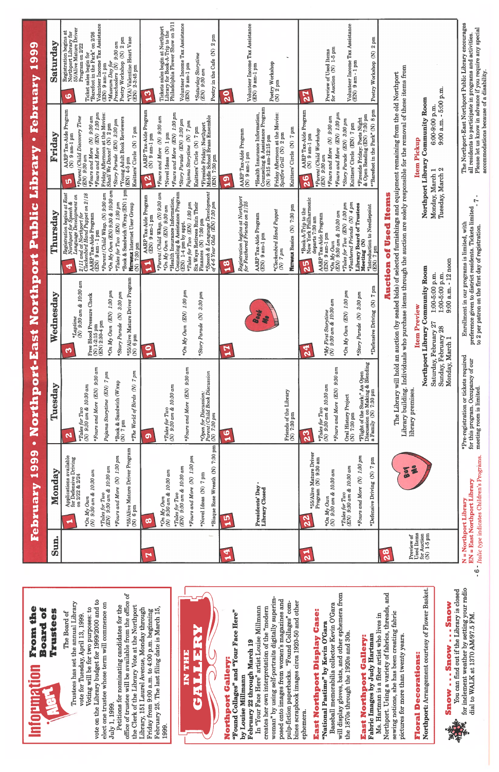# Information Alert

## From the Board of Trustees

The Board of Trustees has set the annual Library vote for Tuesday, April 13, 1999. Voting will be for two purposes: to vote on the Library budget for 1999/2000 and to elect one trustee whose term will commence on July 1, 1999.

Petitions for nominating candidates for the office of trustee will be available from the office of the Clerk of the Library Vote at the Northport Library, 151 Laurel Avenue, Monday through Friday from 9:00 a.m. to 4:00 p.m. beginning February 25. The last filing date is March 15, 1999.

## In the Gallery

### Northport Gallery:
**"Found Collages" and "Your Face Here" by Louise Millmann**
**February 22 through March 19**

In "Your Face Here" artist Louise Millmann creates her own interpretation of the "modern woman" by using self-portraits digitally superimposed onto images from women's magazines and pulp-fiction paperbacks. "Found Collages" combines scrapbook images circa 1920-50 and other ephemera.

### East Northport Display Case:
**"National Pastime" by Kevin O'Gara**

Baseball memorabilia collector Kevin O'Gara will display gloves, bats, and other ephemera from the 1870s through the 1920s and 30s.

### East Northport Gallery:
**Fabric Images by Judy Hartman**

Ms. Hartman is a fiber artist who lives in Northport. Using a variety of fabrics, threads, and sewing notions, she has been creating fabric pictures for more than twenty years.

### Floral Decorations:
**Northport:** Arrangement courtesy of Flower Basket.

## Snow . . . Snow . . . Snow

You can find out if the Library is closed for inclement weather by setting your radio dial to WALK at 1370 AM/97.5 FM.

# February 1999 • Northport-East Northport Public Library • February 1999

| Sun. | Monday | Tuesday | Wednesday | Thursday | Friday | Saturday |
|---|---|---|---|---|---|---|
| | **1** Applications available for Defensive Driving on 2/22 & 2/24<br>*\*On My Own* (N) 9:30 am & 10:30 am<br>*\*Tales for Two* (EN) 9:30 am & 10:30 am<br>\*Fours and More (N) 1:30 pm<br>\*55/Alive Mature Driver Program (N) 6 pm | **2** *\*Tales for Two* (N) 9:30 am & 10:30 am<br>\*Fours and More (EN) 9:30 am<br>*Pajama Storytime* (EN) 7 pm<br>\*Book & Sandwich (W)rap (N) 7 pm<br>\*The World of Birds (N) 7 pm | **3** *\*Laptime* (N) 9:30 am & 10:30 am<br>Free Blood Pressure Check (N) 1-2:15 pm (EN) 2:30-4 pm<br>*\*On My Own* (EN) 1:30 pm<br>*\*Story Parade* (N) 3:30 pm<br>\*55/Alive Mature Driver Program (N) 6 pm | **4** *Registration begins at East Northport for Speech & Language Development on 2/11 and at Northport for Cleckenbird Hand Puppet on 2/18*<br>AARP Tax-Aide Program (EN) 9 am-1 pm<br>*\*Parent/Child Wksp.* (N) 9:30 am<br>*\*On My Own* (EN) 9:30 & 10:30 am<br>*\*Tales for Two* (EN) 1:30 pm<br>\*Book & Sandwich (W)rap (EN) 1 pm<br>**Netwax** Internet User Group (N) 7:30 pm | **5** AARP Tax-Aide Program (N) 9 am-1 pm<br>*\*Parent/Child Discovery Time* (EN) 9:30 am<br>\*Fours and More (N) 9:30 am<br>\*Fours and More (EN) 1:30 pm<br>Friday Afternoon at the Movies: *Shall We Dance?* (N) 2 pm<br>*\*Story Parade* (EN) 3:30 pm<br>\*Young Adult Book Reviewers (EN) 4-5 pm<br>Knitters' Circle (N) 7 pm | **6** Registration begins at Northport Library for 55/Alive Mature Driver Program on 2/22<br>Ticket sales begin for \*"Barefoot in the Park" on 2/26<br>Volunteer Income Tax Assistance (EN) 9 am-1 pm<br>*\*Museum Day for Preschoolers* (N) 9:30 am<br>Poetry Workshop (N) 2 pm<br>\*(YA) Valentine Heart Vase (EN) 2-3:45 pm |
| **7** | **8** *\*On My Own* (N) 9:30 am & 10:30 am<br>*\*Tales for Two* (EN) 9:30 am & 10:30 am<br>\*Fours and More (N) 1:30 pm<br>\*Novel Ideas (N) 7 pm<br>\*Bisque Rose Wreath (N) 7:30 pm | **9** *\*Tales for Two* (N) 9:30 am & 10:30 am<br>\*Fours and More (EN) 9:30 am<br>\*Open for Discussion: Parent/Child Book Discussion (N) 7:30 pm | **10** *\*On My Own* (EN) 1:30 pm<br>*\*Story Parade* (N) 3:30 pm | **11** AARP Tax-Aide Program (EN) 9 am-1 pm<br>*\*Parent/Child Wksp.* (N) 9:30 am<br>*\*On My Own* (EN) 9:30 am<br>\*Health Insurance Information, Counseling & Assistance Program (EN) 1-4 pm by appt.<br>*\*Tales for Two* (EN) 1:30 pm<br>Six Ways Retirees Ruin Their Finances (N) 7:30 pm<br>*\*Speech & Language Development of 4-6 Year Olds* (EN) 7:30 pm | **12** AARP Tax-Aide Program (N) 9 am-1 pm<br>\*Fours and More (N) 9:30 am<br>\*Novel Ideas (N) 1 pm<br>\*Fours and More (EN) 1:30 pm<br>*\*Story Parade* (EN) 3:30 pm<br>*Pajama Storytime* (N) 7 pm<br>Knitters' Circle (N) 7 pm<br>\*Fireside Friday: Northport Middle School Brass Ensemble (EN) 7:30 pm | **13** Tickets sales begin at Northport Library for Book-A-Trip to the Philadelphia Flower Show on 3/11<br>Volunteer Income Tax Assistance (EN) 9 am-1 pm<br>*\*Saturday Storytime* (EN) 9:30 am<br>Poetry in the Cafe (N) 2 pm |
| **14** | **15** Presidents' Day - Library Closed | **16** Friends of the Library (N) 7:30 pm | **17** | **18** *Registration begins at Northport for Feathered Friends on 2/25*<br>AARP Tax-Aide Program (EN) 9 am-1 pm<br>*\*Cleckenbird Hand Puppet* (N) 7 pm<br>**Netwax** Basics (N) 7:30 pm | **19** AARP Tax-Aide Program (N) 9 am-1 pm<br>\*Health Insurance Information, Counseling & Assistance Program (N) 9:15 am-12:15 pm<br>Friday Afternoon at the Movies: *Spitfire Grill* (N) 2 pm<br>Knitters' Circle (N) 7 pm | **20** Volunteer Income Tax Assistance (EN) 9 am-1 pm<br>Poetry Workshop (N) 2 pm |
| **21** | **22** \*55/Alive Mature Driver Program (N) 9:30 am<br>*\*On My Own* (N) 9:30 am & 10:30 am<br>*\*Tales for Two* (EN) 9:30 am & 10:30 am<br>\*Fours and More (N) 1:30 pm<br>\*Defensive Driving (N) 7 pm | **23** *\*Tales for Two* (N) 9:30 am & 10:30 am<br>\*Fours and More (EN) 9:30 am<br>Oral History Project (N) 7:30 pm<br>*\*Flight of the Stork: An Open Discussion on Making & Blending a Family* (N) 7:30 pm | **24** *\*My First Storytime* (N) 9:30 am & 10:30 am<br>*\*On My Own* (EN) 1:30 pm<br>*\*Story Parade* (N) 3:30 pm<br>\*Defensive Driving (N) 7 pm | **25** \*Book-A-Trip to the New York Philharmonic departs 7:30 am<br>AARP Tax-Aide Program (EN) 9 am-1 pm<br>*\*On My Own* (EN) 9:30 am & 10:30 am<br>*\*Tales for Two* (EN) 1:30 pm<br>*\*Feathered Friends* (N) 4 pm<br>**Library Board of Trustees Meeting** (N)<br>\*Introduction to Needlepoint (EN) 7 pm | **26** AARP Tax-Aide Program (N) 9 am-1 pm<br>*\*Parent/Child Workshop* (EN) 9:30 am<br>\*Fours and More (N) 9:30 am<br>\*Fours and More (EN) 1:30 pm<br>*\*Story Parade* (EN) 3:30 pm<br>Knitters' Circle (EN) 7 pm<br>\*Fireside Friday: Poets Night & Open Reading (EN) 7:30 pm<br>\*"Barefoot in the Park" (N) 8 pm | **27** Preview of Used Items for Auction (N) 1-5 pm<br>Volunteer Income Tax Assistance (EN) 9 am - 1 pm<br>Poetry Workshop (N) 2 pm |
| **28** Preview of Used Items for Auction (N) 1-5 pm | | | | | | |

Buy Me

Book Me

## Auction of Used Items

The Library will hold an auction (by sealed bids) of selected furnishings and equipment remaining from the old Northport Library building. Individuals who purchase items through the auction are solely responsible for the removal of these items from library premises.

**Item Preview**
Northport Library Community Room
Saturday, February 27 — 1:00-5:00 p.m.
Sunday, February 28 — 1:00-5:00 p.m.
Monday, March 1 — 9:00 a.m. - 12 noon

**Item Pickup**
Northport Library Community Room
Monday, March 1 — 6:00-9:00 p.m.
Tuesday, March 2 — 9:00 a.m. - 5:00 p.m.

N = Northport Library
EN = East Northport Library
*Italic type indicates Children's Programs.*

\*Pre-registration or tickets required for this program. Occupancy of our meeting room is limited.

Enrollment in our programs is limited, with preference given to district residents. Tickets limited to 2 per patron on the first day of registration.

The Northport-East Northport Public Library encourages all residents to participate in programs and activities. Please let us know in advance if you require any special accommodations because of a disability.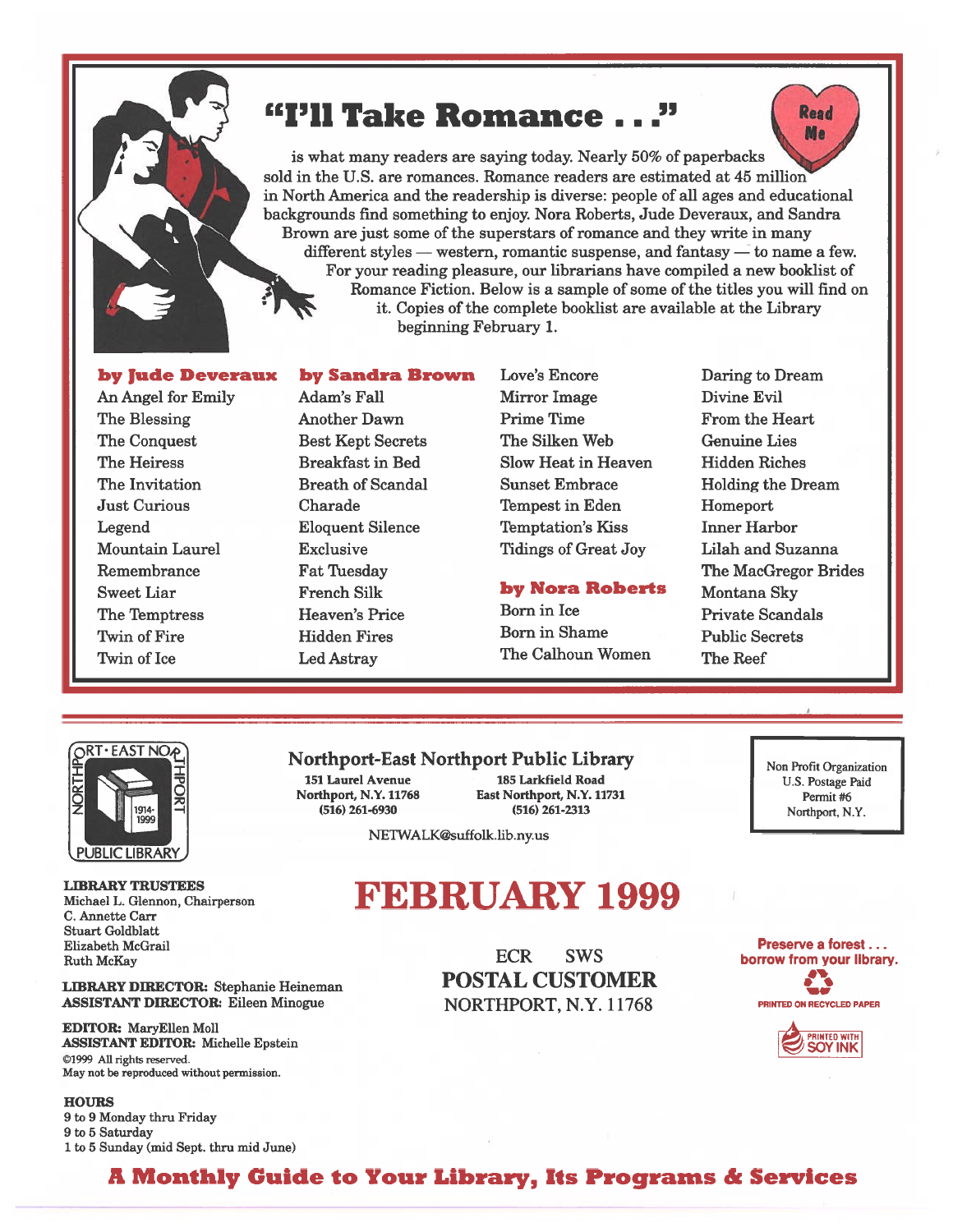# "I'll Take Romance . . ."

Read Me

is what many readers are saying today. Nearly 50% of paperbacks sold in the U.S. are romances. Romance readers are estimated at 45 million in North America and the readership is diverse: people of all ages and educational backgrounds find something to enjoy. Nora Roberts, Jude Deveraux, and Sandra Brown are just some of the superstars of romance and they write in many different styles — western, romantic suspense, and fantasy — to name a few. For your reading pleasure, our librarians have compiled a new booklist of Romance Fiction. Below is a sample of some of the titles you will find on it. Copies of the complete booklist are available at the Library beginning February 1.

**by Jude Deveraux**

An Angel for Emily
The Blessing
The Conquest
The Heiress
The Invitation
Just Curious
Legend
Mountain Laurel
Remembrance
Sweet Liar
The Temptress
Twin of Fire
Twin of Ice

**by Sandra Brown**

Adam's Fall
Another Dawn
Best Kept Secrets
Breakfast in Bed
Breath of Scandal
Charade
Eloquent Silence
Exclusive
Fat Tuesday
French Silk
Heaven's Price
Hidden Fires
Led Astray
Love's Encore
Mirror Image
Prime Time
The Silken Web
Slow Heat in Heaven
Sunset Embrace
Tempest in Eden
Temptation's Kiss
Tidings of Great Joy

**by Nora Roberts**

Born in Ice
Born in Shame
The Calhoun Women
Daring to Dream
Divine Evil
From the Heart
Genuine Lies
Hidden Riches
Holding the Dream
Homeport
Inner Harbor
Lilah and Suzanna
The MacGregor Brides
Montana Sky
Private Scandals
Public Secrets
The Reef

---

NORTHPORT · EAST NORTHPORT PUBLIC LIBRARY 1914-1999

## Northport-East Northport Public Library

151 Laurel Avenue
Northport, N.Y. 11768
(516) 261-6930

185 Larkfield Road
East Northport, N.Y. 11731
(516) 261-2313

NETWALK@suffolk.lib.ny.us

Non Profit Organization
U.S. Postage Paid
Permit #6
Northport, N.Y.

**LIBRARY TRUSTEES**
Michael L. Glennon, Chairperson
C. Annette Carr
Stuart Goldblatt
Elizabeth McGrail
Ruth McKay

**LIBRARY DIRECTOR:** Stephanie Heineman
**ASSISTANT DIRECTOR:** Eileen Minogue

**EDITOR:** MaryEllen Moll
**ASSISTANT EDITOR:** Michelle Epstein
©1999 All rights reserved.
May not be reproduced without permission.

**HOURS**
9 to 9 Monday thru Friday
9 to 5 Saturday
1 to 5 Sunday (mid Sept. thru mid June)

# FEBRUARY 1999

ECR SWS
**POSTAL CUSTOMER**
NORTHPORT, N.Y. 11768

Preserve a forest . . . borrow from your library.
PRINTED ON RECYCLED PAPER
PRINTED WITH SOY INK

**A Monthly Guide to Your Library, Its Programs & Services**